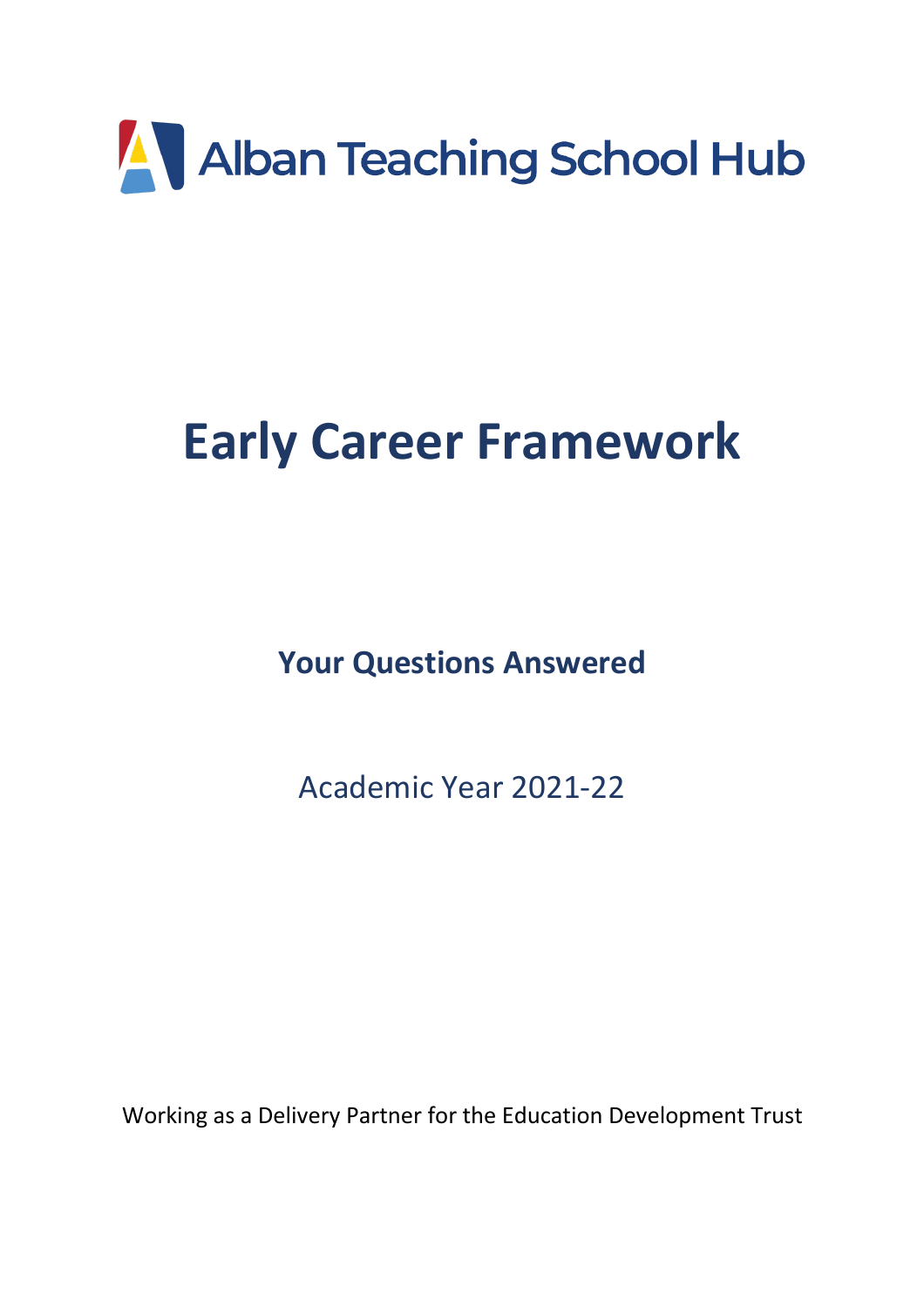Alban Teaching School Hub

# Early Career Framework

## Your Questions Answered

Academic Year 2021-22

Working as a Delivery Partner for the Education Development Trust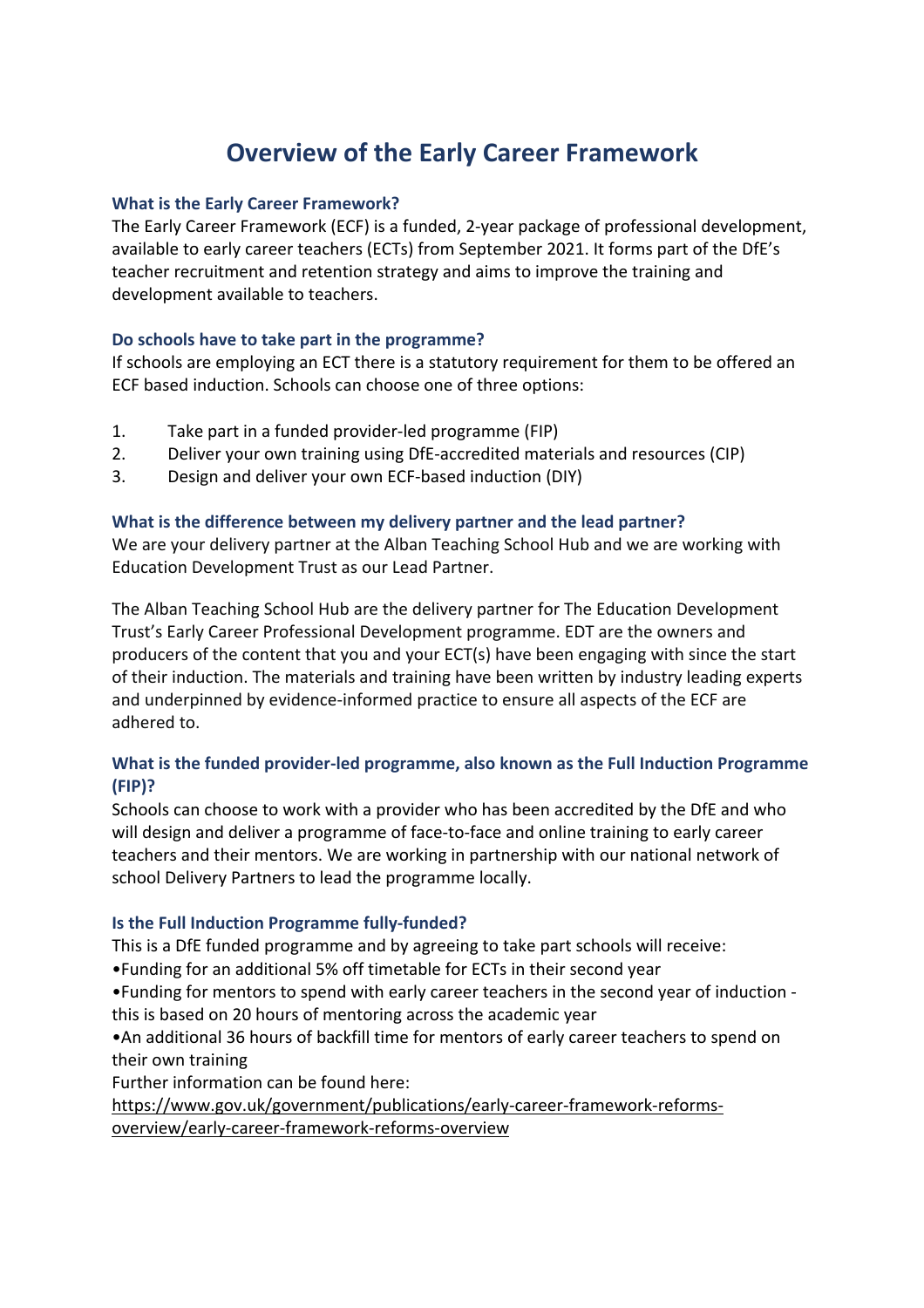# Overview of the Early Career Framework

### What is the Early Career Framework?

The Early Career Framework (ECF) is a funded, 2-year package of professional development, available to early career teachers (ECTs) from September 2021. It forms part of the DfE's teacher recruitment and retention strategy and aims to improve the training and development available to teachers.

### Do schools have to take part in the programme?

If schools are employing an ECT there is a statutory requirement for them to be offered an ECF based induction. Schools can choose one of three options:

1. Take part in a funded provider-led programme (FIP)
2. Deliver your own training using DfE-accredited materials and resources (CIP)
3. Design and deliver your own ECF-based induction (DIY)

### What is the difference between my delivery partner and the lead partner?

We are your delivery partner at the Alban Teaching School Hub and we are working with Education Development Trust as our Lead Partner.

The Alban Teaching School Hub are the delivery partner for The Education Development Trust's Early Career Professional Development programme. EDT are the owners and producers of the content that you and your ECT(s) have been engaging with since the start of their induction. The materials and training have been written by industry leading experts and underpinned by evidence-informed practice to ensure all aspects of the ECF are adhered to.

### What is the funded provider-led programme, also known as the Full Induction Programme (FIP)?

Schools can choose to work with a provider who has been accredited by the DfE and who will design and deliver a programme of face-to-face and online training to early career teachers and their mentors. We are working in partnership with our national network of school Delivery Partners to lead the programme locally.

### Is the Full Induction Programme fully-funded?

This is a DfE funded programme and by agreeing to take part schools will receive:

- Funding for an additional 5% off timetable for ECTs in their second year
- Funding for mentors to spend with early career teachers in the second year of induction - this is based on 20 hours of mentoring across the academic year
- An additional 36 hours of backfill time for mentors of early career teachers to spend on their own training

Further information can be found here:
https://www.gov.uk/government/publications/early-career-framework-reforms-overview/early-career-framework-reforms-overview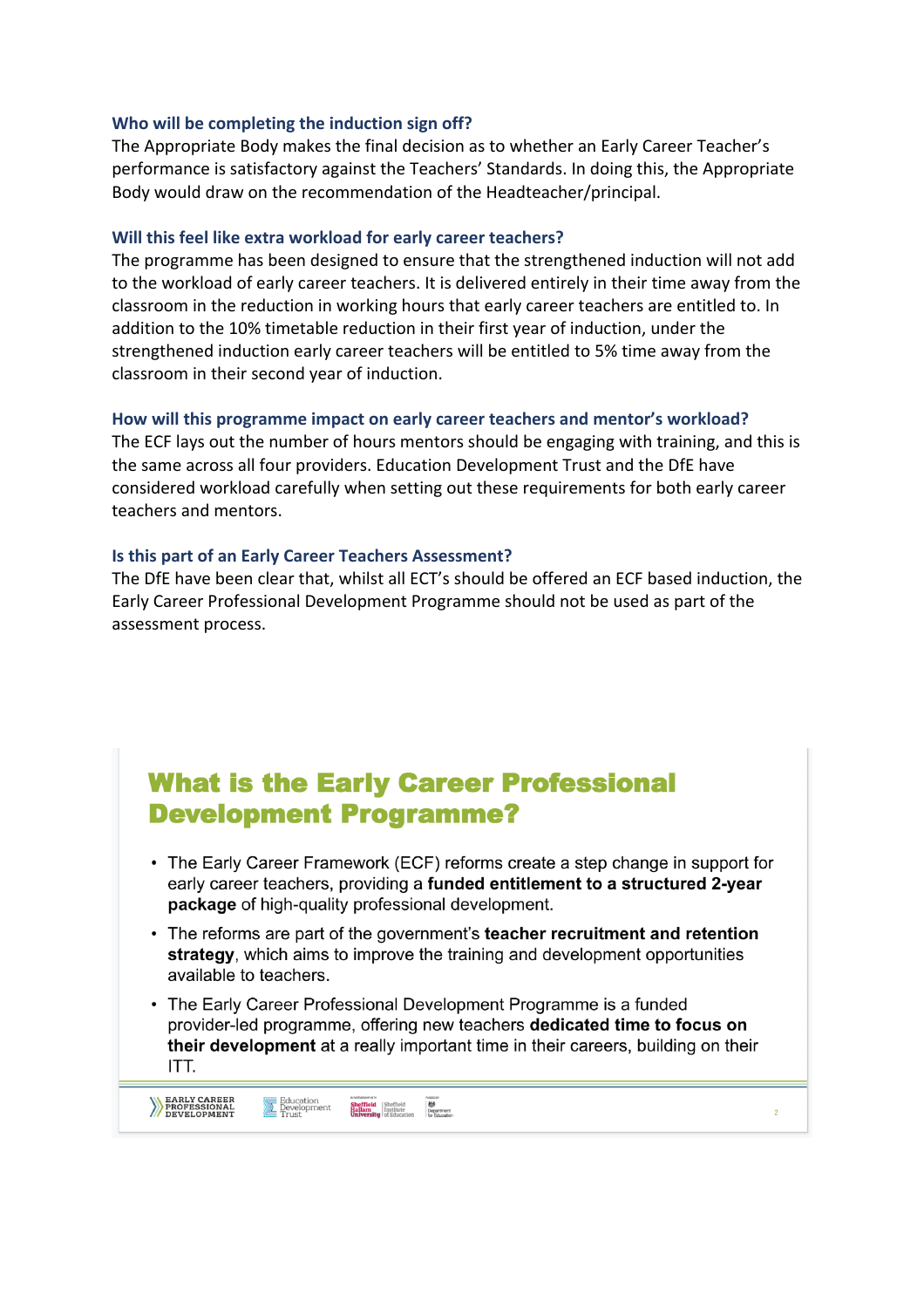### Who will be completing the induction sign off?

The Appropriate Body makes the final decision as to whether an Early Career Teacher's performance is satisfactory against the Teachers' Standards. In doing this, the Appropriate Body would draw on the recommendation of the Headteacher/principal.

### Will this feel like extra workload for early career teachers?

The programme has been designed to ensure that the strengthened induction will not add to the workload of early career teachers. It is delivered entirely in their time away from the classroom in the reduction in working hours that early career teachers are entitled to. In addition to the 10% timetable reduction in their first year of induction, under the strengthened induction early career teachers will be entitled to 5% time away from the classroom in their second year of induction.

### How will this programme impact on early career teachers and mentor's workload?

The ECF lays out the number of hours mentors should be engaging with training, and this is the same across all four providers. Education Development Trust and the DfE have considered workload carefully when setting out these requirements for both early career teachers and mentors.

### Is this part of an Early Career Teachers Assessment?

The DfE have been clear that, whilst all ECT's should be offered an ECF based induction, the Early Career Professional Development Programme should not be used as part of the assessment process.

## What is the Early Career Professional Development Programme?

- The Early Career Framework (ECF) reforms create a step change in support for early career teachers, providing a **funded entitlement to a structured 2-year package** of high-quality professional development.
- The reforms are part of the government's **teacher recruitment and retention strategy**, which aims to improve the training and development opportunities available to teachers.
- The Early Career Professional Development Programme is a funded provider-led programme, offering new teachers **dedicated time to focus on their development** at a really important time in their careers, building on their ITT.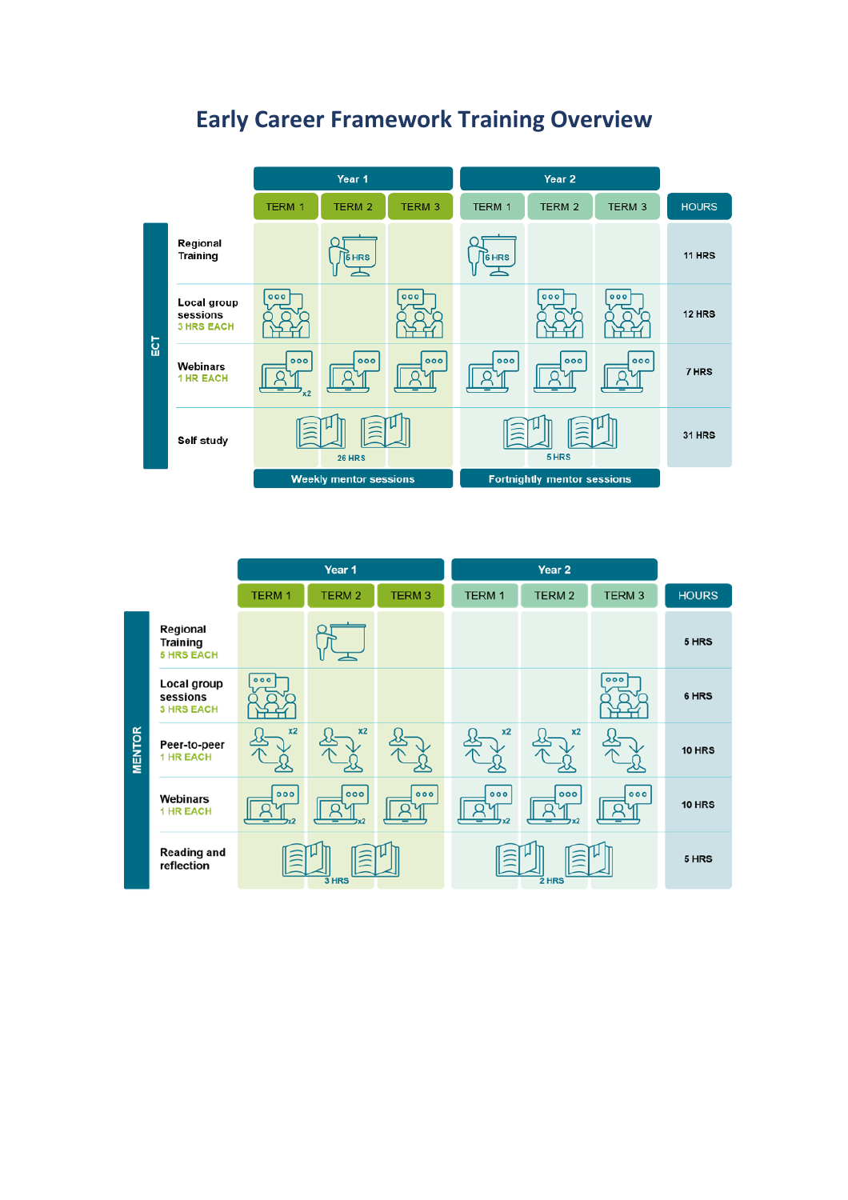# Early Career Framework Training Overview

## ECT

| ECT | Year 1 | | | Year 2 | | | |
|---|---|---|---|---|---|---|---|
| | TERM 1 | TERM 2 | TERM 3 | TERM 1 | TERM 2 | TERM 3 | HOURS |
| Regional Training | | 5 HRS | | 6 HRS | | | 11 HRS |
| Local group sessions (3 HRS EACH) | ✓ | | ✓ | | ✓ | ✓ | 12 HRS |
| Webinars (1 HR EACH) | x2 | ✓ | ✓ | ✓ | ✓ | ✓ | 7 HRS |
| Self study | 26 HRS | | | 5 HRS | | | 31 HRS |
| | Weekly mentor sessions | | | Fortnightly mentor sessions | | | |

## MENTOR

| MENTOR | Year 1 | | | Year 2 | | | |
|---|---|---|---|---|---|---|---|
| | TERM 1 | TERM 2 | TERM 3 | TERM 1 | TERM 2 | TERM 3 | HOURS |
| Regional Training (5 HRS EACH) | | ✓ | | | | | 5 HRS |
| Local group sessions (3 HRS EACH) | ✓ | | | | | ✓ | 6 HRS |
| Peer-to-peer (1 HR EACH) | x2 | x2 | ✓ | x2 | x2 | ✓ | 10 HRS |
| Webinars (1 HR EACH) | x2 | x2 | ✓ | x2 | x2 | ✓ | 10 HRS |
| Reading and reflection | 3 HRS | | | 2 HRS | | | 5 HRS |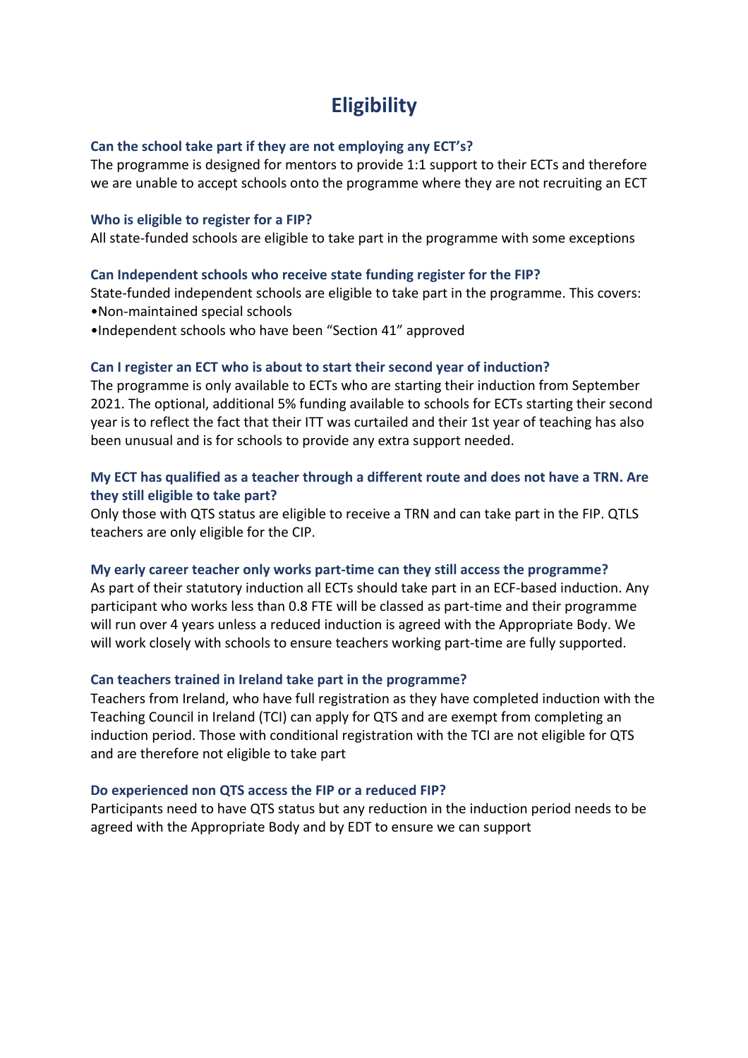# Eligibility

**Can the school take part if they are not employing any ECT's?**

The programme is designed for mentors to provide 1:1 support to their ECTs and therefore we are unable to accept schools onto the programme where they are not recruiting an ECT

**Who is eligible to register for a FIP?**

All state-funded schools are eligible to take part in the programme with some exceptions

**Can Independent schools who receive state funding register for the FIP?**

State-funded independent schools are eligible to take part in the programme. This covers:

- Non-maintained special schools
- Independent schools who have been "Section 41" approved

**Can I register an ECT who is about to start their second year of induction?**

The programme is only available to ECTs who are starting their induction from September 2021. The optional, additional 5% funding available to schools for ECTs starting their second year is to reflect the fact that their ITT was curtailed and their 1st year of teaching has also been unusual and is for schools to provide any extra support needed.

**My ECT has qualified as a teacher through a different route and does not have a TRN. Are they still eligible to take part?**

Only those with QTS status are eligible to receive a TRN and can take part in the FIP. QTLS teachers are only eligible for the CIP.

**My early career teacher only works part-time can they still access the programme?**

As part of their statutory induction all ECTs should take part in an ECF-based induction. Any participant who works less than 0.8 FTE will be classed as part-time and their programme will run over 4 years unless a reduced induction is agreed with the Appropriate Body. We will work closely with schools to ensure teachers working part-time are fully supported.

**Can teachers trained in Ireland take part in the programme?**

Teachers from Ireland, who have full registration as they have completed induction with the Teaching Council in Ireland (TCI) can apply for QTS and are exempt from completing an induction period. Those with conditional registration with the TCI are not eligible for QTS and are therefore not eligible to take part

**Do experienced non QTS access the FIP or a reduced FIP?**

Participants need to have QTS status but any reduction in the induction period needs to be agreed with the Appropriate Body and by EDT to ensure we can support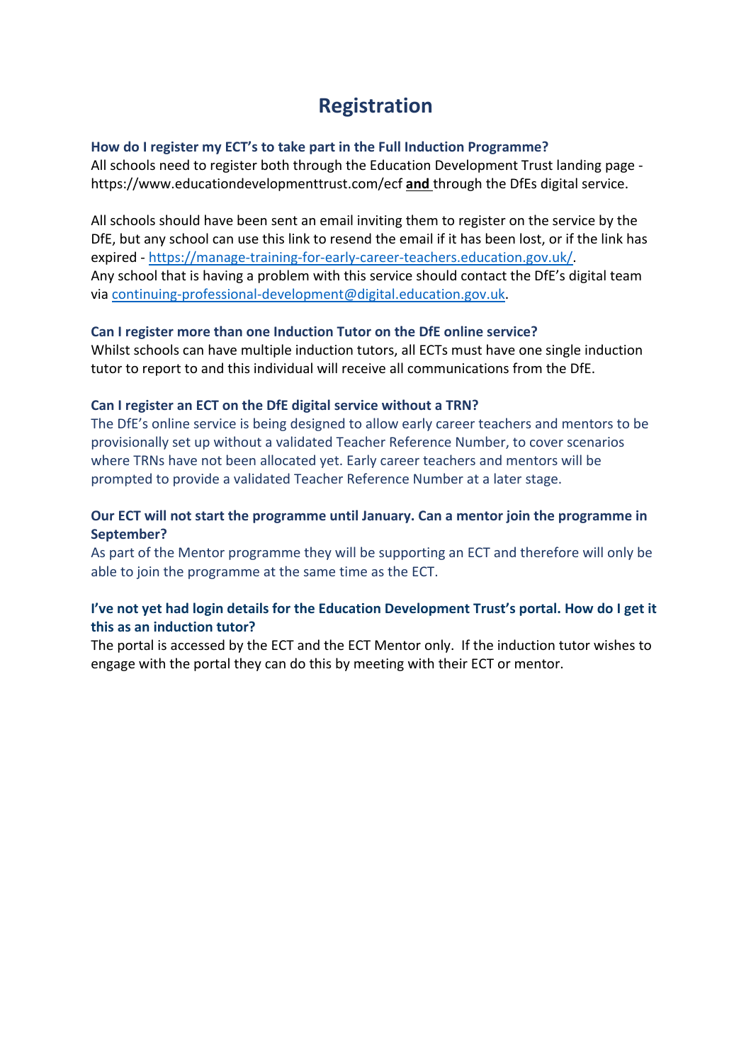# Registration

**How do I register my ECT's to take part in the Full Induction Programme?**

All schools need to register both through the Education Development Trust landing page - https://www.educationdevelopmenttrust.com/ecf **and** through the DfEs digital service.

All schools should have been sent an email inviting them to register on the service by the DfE, but any school can use this link to resend the email if it has been lost, or if the link has expired - https://manage-training-for-early-career-teachers.education.gov.uk/.
Any school that is having a problem with this service should contact the DfE's digital team via continuing-professional-development@digital.education.gov.uk.

**Can I register more than one Induction Tutor on the DfE online service?**

Whilst schools can have multiple induction tutors, all ECTs must have one single induction tutor to report to and this individual will receive all communications from the DfE.

**Can I register an ECT on the DfE digital service without a TRN?**

The DfE's online service is being designed to allow early career teachers and mentors to be provisionally set up without a validated Teacher Reference Number, to cover scenarios where TRNs have not been allocated yet. Early career teachers and mentors will be prompted to provide a validated Teacher Reference Number at a later stage.

**Our ECT will not start the programme until January. Can a mentor join the programme in September?**

As part of the Mentor programme they will be supporting an ECT and therefore will only be able to join the programme at the same time as the ECT.

**I've not yet had login details for the Education Development Trust's portal. How do I get it this as an induction tutor?**

The portal is accessed by the ECT and the ECT Mentor only. If the induction tutor wishes to engage with the portal they can do this by meeting with their ECT or mentor.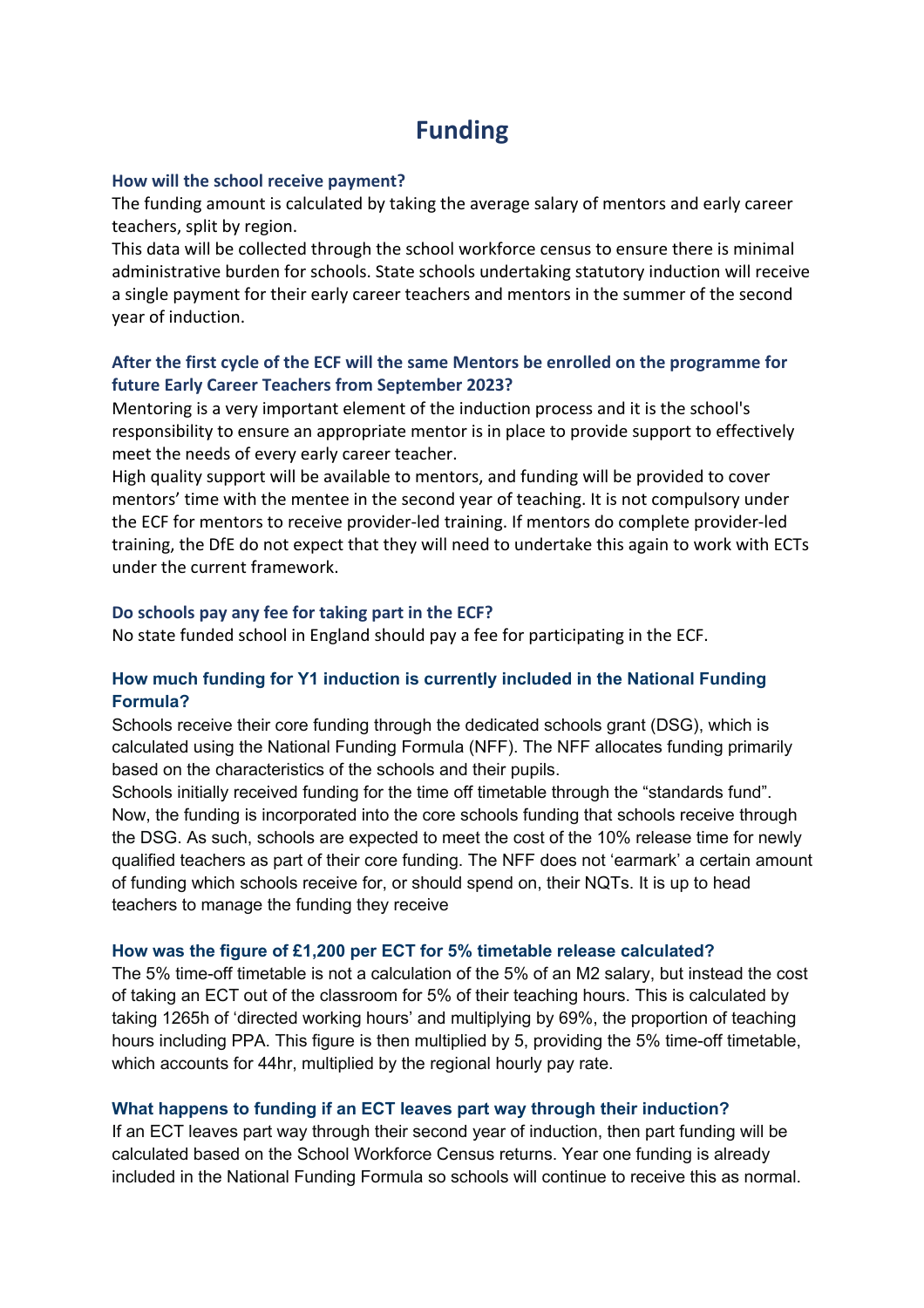# Funding

### How will the school receive payment?

The funding amount is calculated by taking the average salary of mentors and early career teachers, split by region.

This data will be collected through the school workforce census to ensure there is minimal administrative burden for schools. State schools undertaking statutory induction will receive a single payment for their early career teachers and mentors in the summer of the second year of induction.

### After the first cycle of the ECF will the same Mentors be enrolled on the programme for future Early Career Teachers from September 2023?

Mentoring is a very important element of the induction process and it is the school's responsibility to ensure an appropriate mentor is in place to provide support to effectively meet the needs of every early career teacher.

High quality support will be available to mentors, and funding will be provided to cover mentors' time with the mentee in the second year of teaching. It is not compulsory under the ECF for mentors to receive provider-led training. If mentors do complete provider-led training, the DfE do not expect that they will need to undertake this again to work with ECTs under the current framework.

### Do schools pay any fee for taking part in the ECF?

No state funded school in England should pay a fee for participating in the ECF.

### How much funding for Y1 induction is currently included in the National Funding Formula?

Schools receive their core funding through the dedicated schools grant (DSG), which is calculated using the National Funding Formula (NFF). The NFF allocates funding primarily based on the characteristics of the schools and their pupils.

Schools initially received funding for the time off timetable through the "standards fund". Now, the funding is incorporated into the core schools funding that schools receive through the DSG. As such, schools are expected to meet the cost of the 10% release time for newly qualified teachers as part of their core funding. The NFF does not 'earmark' a certain amount of funding which schools receive for, or should spend on, their NQTs. It is up to head teachers to manage the funding they receive

### How was the figure of £1,200 per ECT for 5% timetable release calculated?

The 5% time-off timetable is not a calculation of the 5% of an M2 salary, but instead the cost of taking an ECT out of the classroom for 5% of their teaching hours. This is calculated by taking 1265h of 'directed working hours' and multiplying by 69%, the proportion of teaching hours including PPA. This figure is then multiplied by 5, providing the 5% time-off timetable, which accounts for 44hr, multiplied by the regional hourly pay rate.

### What happens to funding if an ECT leaves part way through their induction?

If an ECT leaves part way through their second year of induction, then part funding will be calculated based on the School Workforce Census returns. Year one funding is already included in the National Funding Formula so schools will continue to receive this as normal.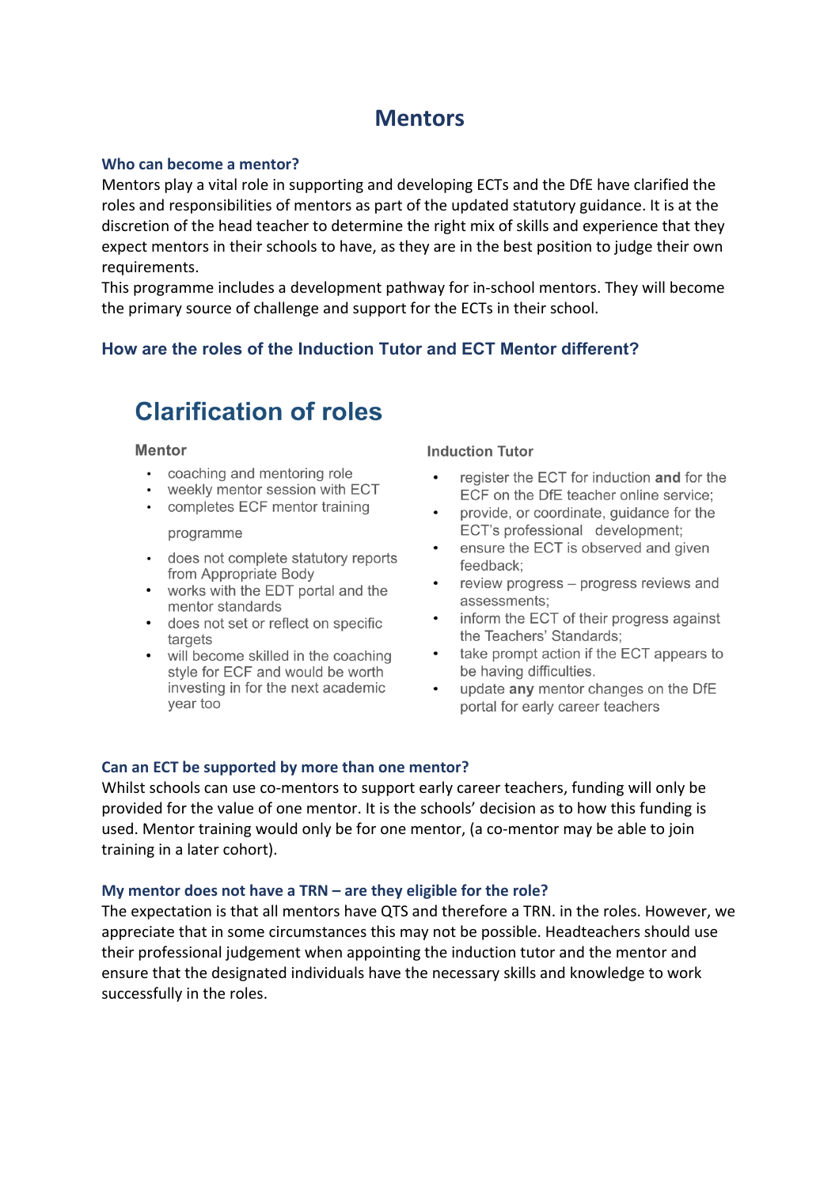# Mentors

### Who can become a mentor?

Mentors play a vital role in supporting and developing ECTs and the DfE have clarified the roles and responsibilities of mentors as part of the updated statutory guidance. It is at the discretion of the head teacher to determine the right mix of skills and experience that they expect mentors in their schools to have, as they are in the best position to judge their own requirements.

This programme includes a development pathway for in-school mentors. They will become the primary source of challenge and support for the ECTs in their school.

### How are the roles of the Induction Tutor and ECT Mentor different?

## Clarification of roles

**Mentor**

- coaching and mentoring role
- weekly mentor session with ECT
- completes ECF mentor training

  programme
- does not complete statutory reports from Appropriate Body
- works with the EDT portal and the mentor standards
- does not set or reflect on specific targets
- will become skilled in the coaching style for ECF and would be worth investing in for the next academic year too

**Induction Tutor**

- register the ECT for induction **and** for the ECF on the DfE teacher online service;
- provide, or coordinate, guidance for the ECT's professional development;
- ensure the ECT is observed and given feedback;
- review progress – progress reviews and assessments;
- inform the ECT of their progress against the Teachers' Standards;
- take prompt action if the ECT appears to be having difficulties.
- update **any** mentor changes on the DfE portal for early career teachers

### Can an ECT be supported by more than one mentor?

Whilst schools can use co-mentors to support early career teachers, funding will only be provided for the value of one mentor. It is the schools' decision as to how this funding is used. Mentor training would only be for one mentor, (a co-mentor may be able to join training in a later cohort).

### My mentor does not have a TRN – are they eligible for the role?

The expectation is that all mentors have QTS and therefore a TRN. in the roles. However, we appreciate that in some circumstances this may not be possible. Headteachers should use their professional judgement when appointing the induction tutor and the mentor and ensure that the designated individuals have the necessary skills and knowledge to work successfully in the roles.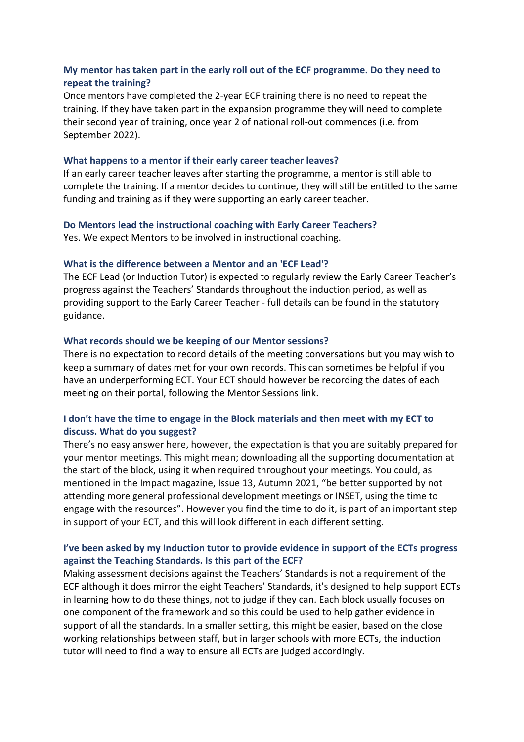### My mentor has taken part in the early roll out of the ECF programme. Do they need to repeat the training?

Once mentors have completed the 2-year ECF training there is no need to repeat the training. If they have taken part in the expansion programme they will need to complete their second year of training, once year 2 of national roll-out commences (i.e. from September 2022).

### What happens to a mentor if their early career teacher leaves?

If an early career teacher leaves after starting the programme, a mentor is still able to complete the training. If a mentor decides to continue, they will still be entitled to the same funding and training as if they were supporting an early career teacher.

### Do Mentors lead the instructional coaching with Early Career Teachers?

Yes. We expect Mentors to be involved in instructional coaching.

### What is the difference between a Mentor and an 'ECF Lead'?

The ECF Lead (or Induction Tutor) is expected to regularly review the Early Career Teacher's progress against the Teachers' Standards throughout the induction period, as well as providing support to the Early Career Teacher - full details can be found in the statutory guidance.

### What records should we be keeping of our Mentor sessions?

There is no expectation to record details of the meeting conversations but you may wish to keep a summary of dates met for your own records. This can sometimes be helpful if you have an underperforming ECT. Your ECT should however be recording the dates of each meeting on their portal, following the Mentor Sessions link.

### I don't have the time to engage in the Block materials and then meet with my ECT to discuss. What do you suggest?

There's no easy answer here, however, the expectation is that you are suitably prepared for your mentor meetings. This might mean; downloading all the supporting documentation at the start of the block, using it when required throughout your meetings. You could, as mentioned in the Impact magazine, Issue 13, Autumn 2021, "be better supported by not attending more general professional development meetings or INSET, using the time to engage with the resources". However you find the time to do it, is part of an important step in support of your ECT, and this will look different in each different setting.

### I've been asked by my Induction tutor to provide evidence in support of the ECTs progress against the Teaching Standards. Is this part of the ECF?

Making assessment decisions against the Teachers' Standards is not a requirement of the ECF although it does mirror the eight Teachers' Standards, it's designed to help support ECTs in learning how to do these things, not to judge if they can. Each block usually focuses on one component of the framework and so this could be used to help gather evidence in support of all the standards. In a smaller setting, this might be easier, based on the close working relationships between staff, but in larger schools with more ECTs, the induction tutor will need to find a way to ensure all ECTs are judged accordingly.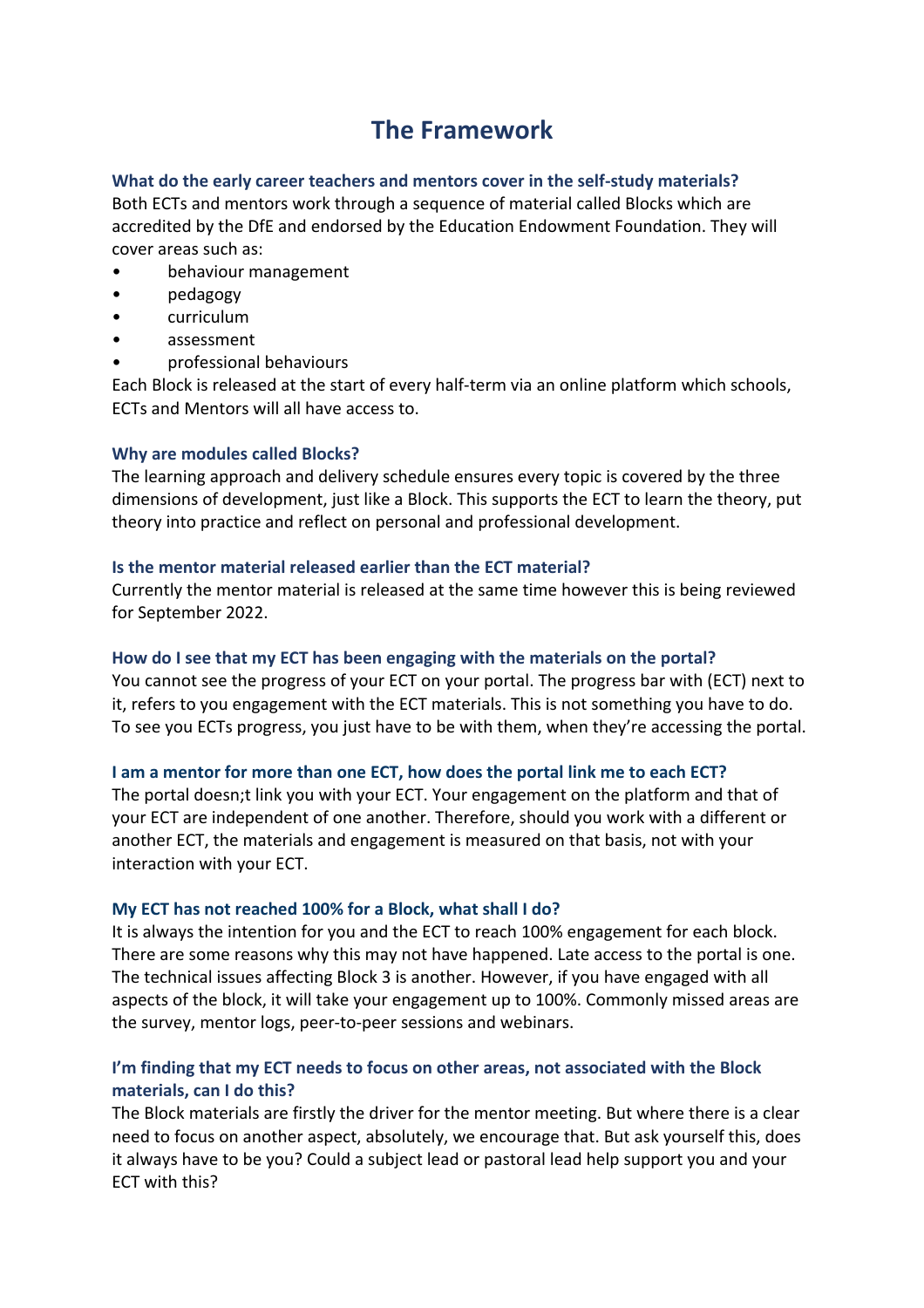# The Framework

### What do the early career teachers and mentors cover in the self-study materials?

Both ECTs and mentors work through a sequence of material called Blocks which are accredited by the DfE and endorsed by the Education Endowment Foundation. They will cover areas such as:

- behaviour management
- pedagogy
- curriculum
- assessment
- professional behaviours

Each Block is released at the start of every half-term via an online platform which schools, ECTs and Mentors will all have access to.

### Why are modules called Blocks?

The learning approach and delivery schedule ensures every topic is covered by the three dimensions of development, just like a Block. This supports the ECT to learn the theory, put theory into practice and reflect on personal and professional development.

### Is the mentor material released earlier than the ECT material?

Currently the mentor material is released at the same time however this is being reviewed for September 2022.

### How do I see that my ECT has been engaging with the materials on the portal?

You cannot see the progress of your ECT on your portal. The progress bar with (ECT) next to it, refers to you engagement with the ECT materials. This is not something you have to do. To see you ECTs progress, you just have to be with them, when they're accessing the portal.

### I am a mentor for more than one ECT, how does the portal link me to each ECT?

The portal doesn;t link you with your ECT. Your engagement on the platform and that of your ECT are independent of one another. Therefore, should you work with a different or another ECT, the materials and engagement is measured on that basis, not with your interaction with your ECT.

### My ECT has not reached 100% for a Block, what shall I do?

It is always the intention for you and the ECT to reach 100% engagement for each block. There are some reasons why this may not have happened. Late access to the portal is one. The technical issues affecting Block 3 is another. However, if you have engaged with all aspects of the block, it will take your engagement up to 100%. Commonly missed areas are the survey, mentor logs, peer-to-peer sessions and webinars.

### I'm finding that my ECT needs to focus on other areas, not associated with the Block materials, can I do this?

The Block materials are firstly the driver for the mentor meeting. But where there is a clear need to focus on another aspect, absolutely, we encourage that. But ask yourself this, does it always have to be you? Could a subject lead or pastoral lead help support you and your ECT with this?